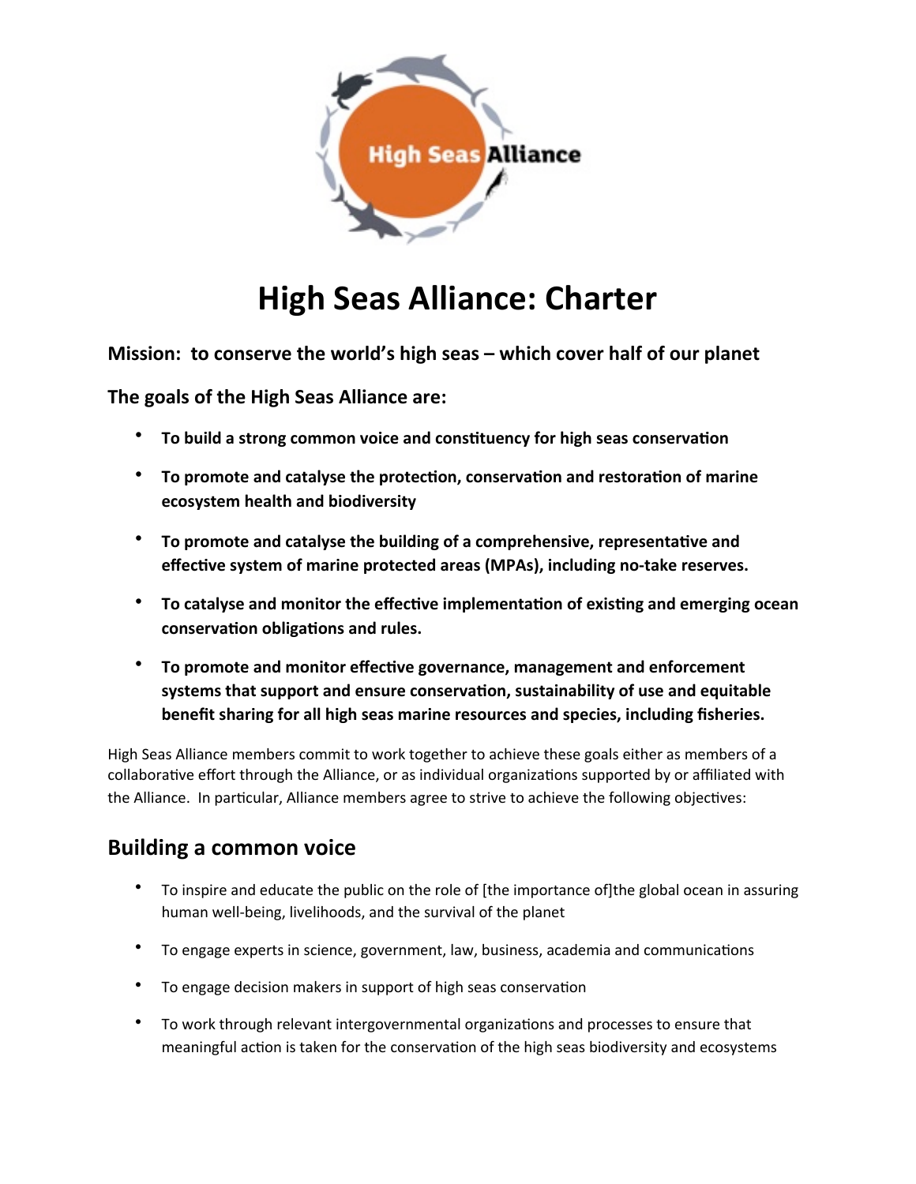# High Seas Alliance: Charter

**Mission: to conserve the world's high seas – which cover half of our planet**

**The goals of the High Seas Alliance are:**

- **To build a strong common voice and constituency for high seas conservation**
- **To promote and catalyse the protection, conservation and restoration of marine ecosystem health and biodiversity**
- **To promote and catalyse the building of a comprehensive, representative and effective system of marine protected areas (MPAs), including no-take reserves.**
- **To catalyse and monitor the effective implementation of existing and emerging ocean conservation obligations and rules.**
- **To promote and monitor effective governance, management and enforcement systems that support and ensure conservation, sustainability of use and equitable benefit sharing for all high seas marine resources and species, including fisheries.**

High Seas Alliance members commit to work together to achieve these goals either as members of a collaborative effort through the Alliance, or as individual organizations supported by or affiliated with the Alliance. In particular, Alliance members agree to strive to achieve the following objectives:

## Building a common voice

- To inspire and educate the public on the role of [the importance of]the global ocean in assuring human well-being, livelihoods, and the survival of the planet
- To engage experts in science, government, law, business, academia and communications
- To engage decision makers in support of high seas conservation
- To work through relevant intergovernmental organizations and processes to ensure that meaningful action is taken for the conservation of the high seas biodiversity and ecosystems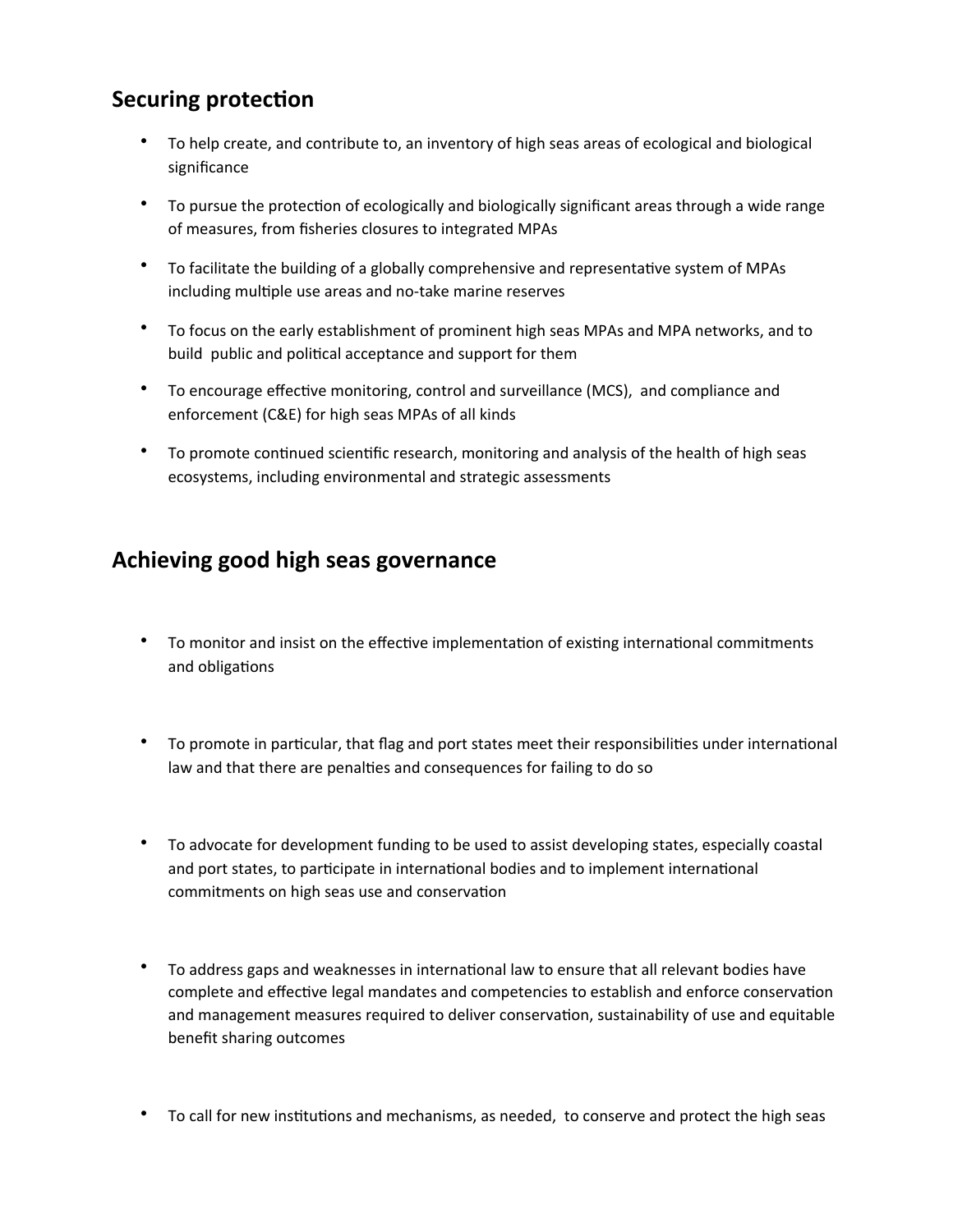## Securing protection

- To help create, and contribute to, an inventory of high seas areas of ecological and biological significance
- To pursue the protection of ecologically and biologically significant areas through a wide range of measures, from fisheries closures to integrated MPAs
- To facilitate the building of a globally comprehensive and representative system of MPAs including multiple use areas and no-take marine reserves
- To focus on the early establishment of prominent high seas MPAs and MPA networks, and to build public and political acceptance and support for them
- To encourage effective monitoring, control and surveillance (MCS), and compliance and enforcement (C&E) for high seas MPAs of all kinds
- To promote continued scientific research, monitoring and analysis of the health of high seas ecosystems, including environmental and strategic assessments

## Achieving good high seas governance

- To monitor and insist on the effective implementation of existing international commitments and obligations
- To promote in particular, that flag and port states meet their responsibilities under international law and that there are penalties and consequences for failing to do so
- To advocate for development funding to be used to assist developing states, especially coastal and port states, to participate in international bodies and to implement international commitments on high seas use and conservation
- To address gaps and weaknesses in international law to ensure that all relevant bodies have complete and effective legal mandates and competencies to establish and enforce conservation and management measures required to deliver conservation, sustainability of use and equitable benefit sharing outcomes
- To call for new institutions and mechanisms, as needed, to conserve and protect the high seas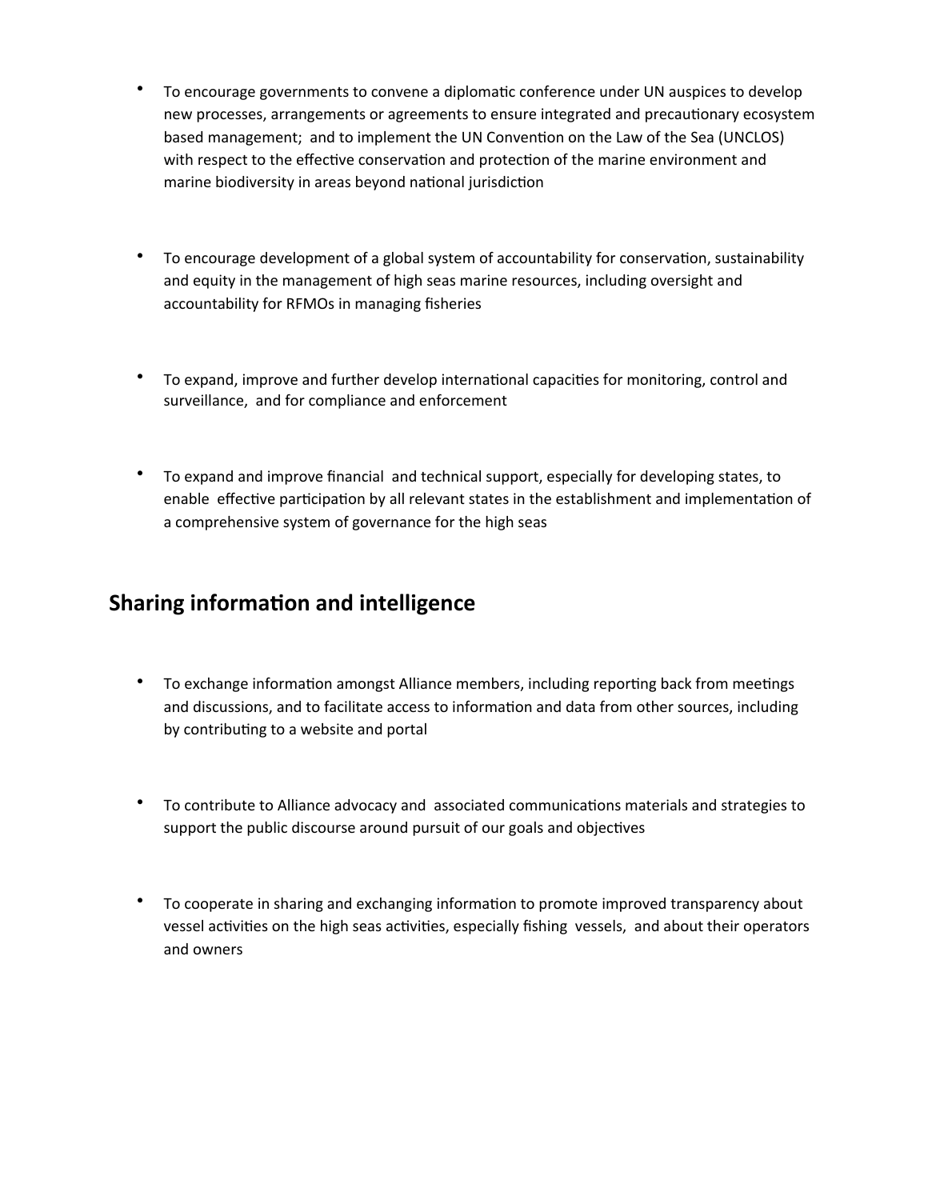- To encourage governments to convene a diplomatic conference under UN auspices to develop new processes, arrangements or agreements to ensure integrated and precautionary ecosystem based management; and to implement the UN Convention on the Law of the Sea (UNCLOS) with respect to the effective conservation and protection of the marine environment and marine biodiversity in areas beyond national jurisdiction

- To encourage development of a global system of accountability for conservation, sustainability and equity in the management of high seas marine resources, including oversight and accountability for RFMOs in managing fisheries

- To expand, improve and further develop international capacities for monitoring, control and surveillance, and for compliance and enforcement

- To expand and improve financial and technical support, especially for developing states, to enable effective participation by all relevant states in the establishment and implementation of a comprehensive system of governance for the high seas

## Sharing information and intelligence

- To exchange information amongst Alliance members, including reporting back from meetings and discussions, and to facilitate access to information and data from other sources, including by contributing to a website and portal

- To contribute to Alliance advocacy and associated communications materials and strategies to support the public discourse around pursuit of our goals and objectives

- To cooperate in sharing and exchanging information to promote improved transparency about vessel activities on the high seas activities, especially fishing vessels, and about their operators and owners